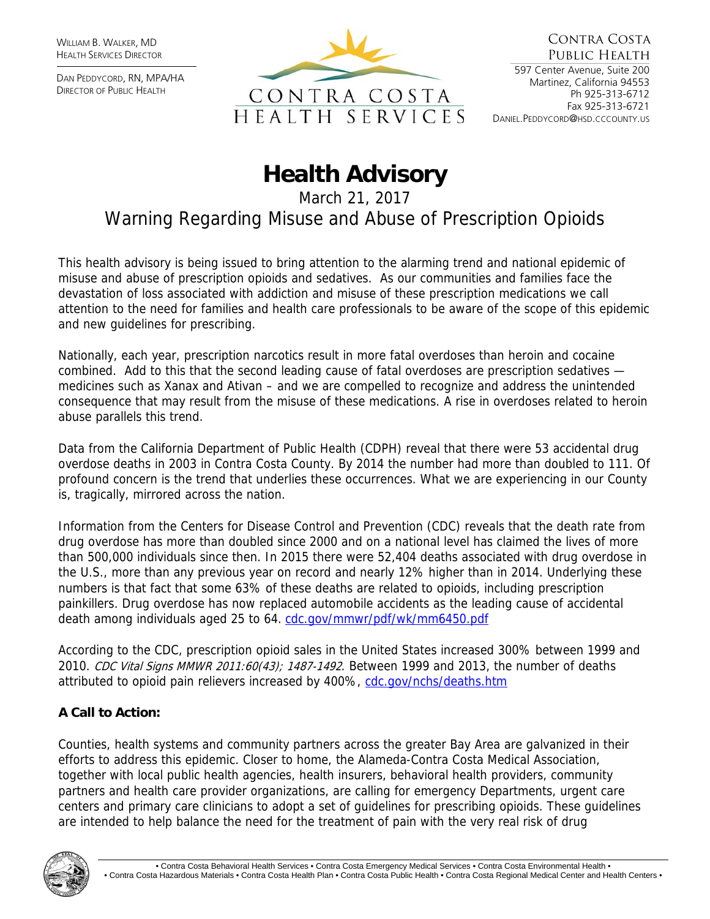William B. Walker, MD
Health Services Director

Dan Peddycord, RN, MPA/HA
Director of Public Health

CONTRA COSTA
HEALTH SERVICES

Contra Costa
Public Health
597 Center Avenue, Suite 200
Martinez, California 94553
Ph 925-313-6712
Fax 925-313-6721
Daniel.Peddycord@hsd.cccounty.us

# Health Advisory

March 21, 2017

## Warning Regarding Misuse and Abuse of Prescription Opioids

This health advisory is being issued to bring attention to the alarming trend and national epidemic of misuse and abuse of prescription opioids and sedatives. As our communities and families face the devastation of loss associated with addiction and misuse of these prescription medications we call attention to the need for families and health care professionals to be aware of the scope of this epidemic and new guidelines for prescribing.

Nationally, each year, prescription narcotics result in more fatal overdoses than heroin and cocaine combined. Add to this that the second leading cause of fatal overdoses are prescription sedatives — medicines such as Xanax and Ativan – and we are compelled to recognize and address the unintended consequence that may result from the misuse of these medications. A rise in overdoses related to heroin abuse parallels this trend.

Data from the California Department of Public Health (CDPH) reveal that there were 53 accidental drug overdose deaths in 2003 in Contra Costa County. By 2014 the number had more than doubled to 111. Of profound concern is the trend that underlies these occurrences. What we are experiencing in our County is, tragically, mirrored across the nation.

Information from the Centers for Disease Control and Prevention (CDC) reveals that the death rate from drug overdose has more than doubled since 2000 and on a national level has claimed the lives of more than 500,000 individuals since then. In 2015 there were 52,404 deaths associated with drug overdose in the U.S., more than any previous year on record and nearly 12% higher than in 2014. Underlying these numbers is that fact that some 63% of these deaths are related to opioids, including prescription painkillers. Drug overdose has now replaced automobile accidents as the leading cause of accidental death among individuals aged 25 to 64. [cdc.gov/mmwr/pdf/wk/mm6450.pdf](cdc.gov/mmwr/pdf/wk/mm6450.pdf)

According to the CDC, prescription opioid sales in the United States increased 300% between 1999 and 2010. *CDC Vital Signs MMWR 2011:60(43); 1487-1492*. Between 1999 and 2013, the number of deaths attributed to opioid pain relievers increased by 400%, [cdc.gov/nchs/deaths.htm](cdc.gov/nchs/deaths.htm)

**A Call to Action:**

Counties, health systems and community partners across the greater Bay Area are galvanized in their efforts to address this epidemic. Closer to home, the Alameda-Contra Costa Medical Association, together with local public health agencies, health insurers, behavioral health providers, community partners and health care provider organizations, are calling for emergency Departments, urgent care centers and primary care clinicians to adopt a set of guidelines for prescribing opioids. These guidelines are intended to help balance the need for the treatment of pain with the very real risk of drug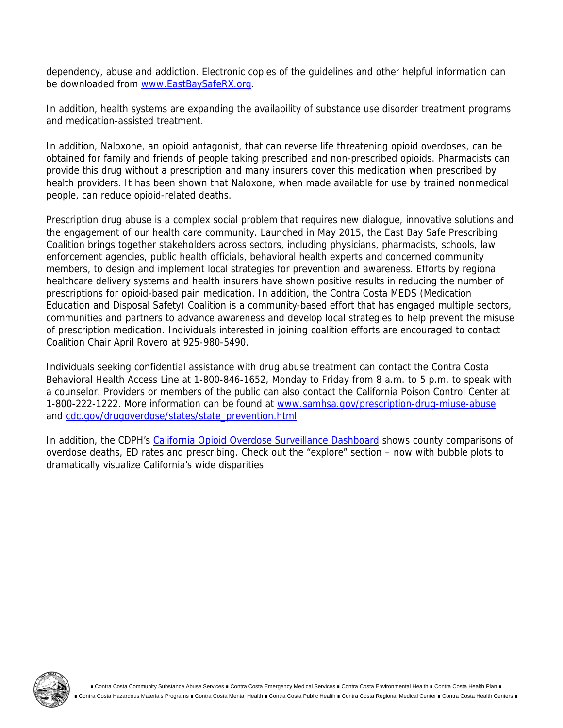dependency, abuse and addiction. Electronic copies of the guidelines and other helpful information can be downloaded from [www.EastBaySafeRX.org](http://www.EastBaySafeRX.org).

In addition, health systems are expanding the availability of substance use disorder treatment programs and medication-assisted treatment.

In addition, Naloxone, an opioid antagonist, that can reverse life threatening opioid overdoses, can be obtained for family and friends of people taking prescribed and non-prescribed opioids. Pharmacists can provide this drug without a prescription and many insurers cover this medication when prescribed by health providers. It has been shown that Naloxone, when made available for use by trained nonmedical people, can reduce opioid-related deaths.

Prescription drug abuse is a complex social problem that requires new dialogue, innovative solutions and the engagement of our health care community. Launched in May 2015, the East Bay Safe Prescribing Coalition brings together stakeholders across sectors, including physicians, pharmacists, schools, law enforcement agencies, public health officials, behavioral health experts and concerned community members, to design and implement local strategies for prevention and awareness. Efforts by regional healthcare delivery systems and health insurers have shown positive results in reducing the number of prescriptions for opioid-based pain medication. In addition, the Contra Costa MEDS (Medication Education and Disposal Safety) Coalition is a community-based effort that has engaged multiple sectors, communities and partners to advance awareness and develop local strategies to help prevent the misuse of prescription medication. Individuals interested in joining coalition efforts are encouraged to contact Coalition Chair April Rovero at 925-980-5490.

Individuals seeking confidential assistance with drug abuse treatment can contact the Contra Costa Behavioral Health Access Line at 1-800-846-1652, Monday to Friday from 8 a.m. to 5 p.m. to speak with a counselor. Providers or members of the public can also contact the California Poison Control Center at 1-800-222-1222. More information can be found at [www.samhsa.gov/prescription-drug-miuse-abuse](http://www.samhsa.gov/prescription-drug-miuse-abuse) and [cdc.gov/drugoverdose/states/state_prevention.html](http://cdc.gov/drugoverdose/states/state_prevention.html)

In addition, the CDPH's California Opioid Overdose Surveillance Dashboard shows county comparisons of overdose deaths, ED rates and prescribing. Check out the "explore" section – now with bubble plots to dramatically visualize California's wide disparities.